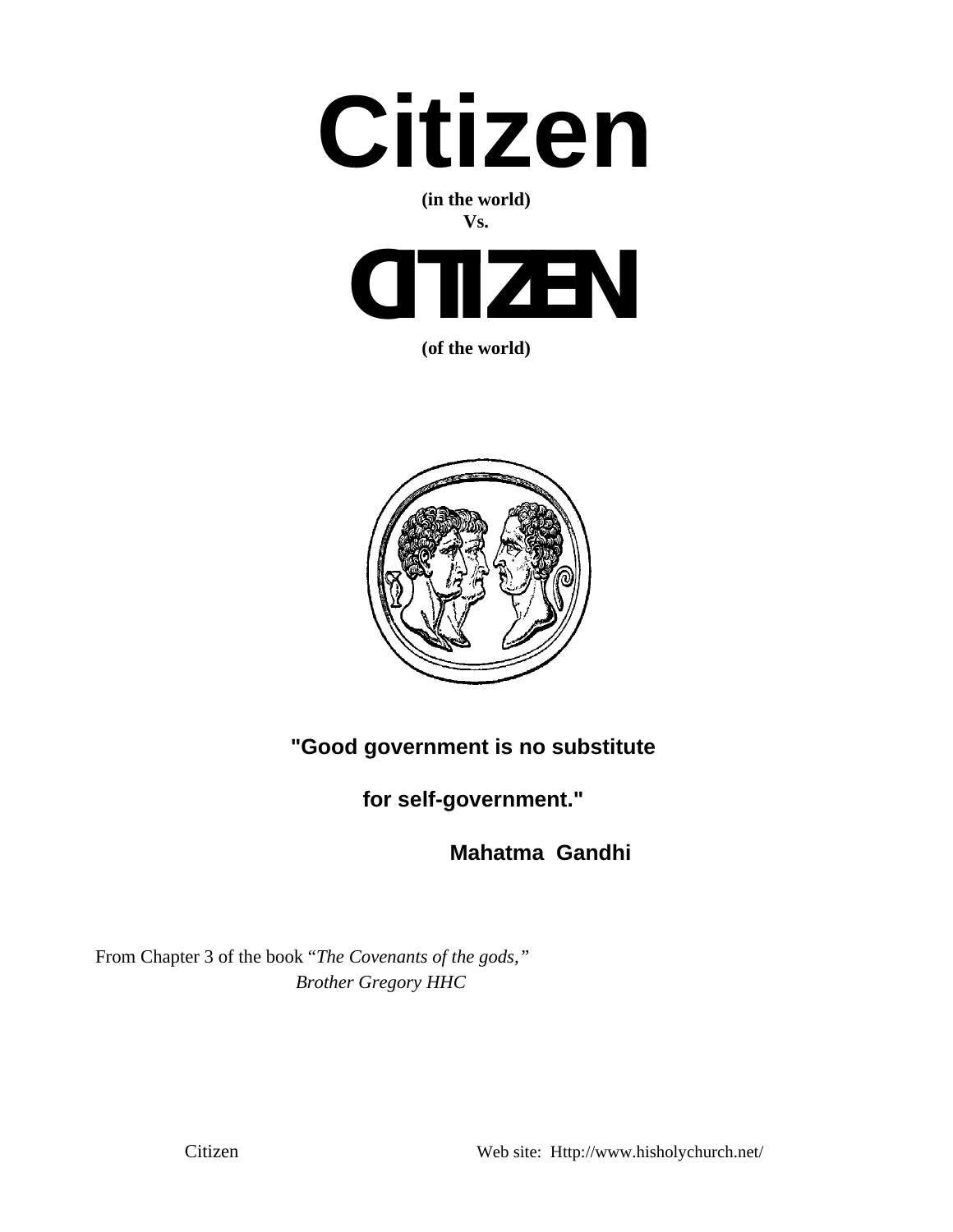# Citizen

**(in the world)**

**Vs.**

# CITIZEN

**(of the world)**

**"Good government is no substitute**

**for self-government."**

**Mahatma Gandhi**

From Chapter 3 of the book "*The Covenants of the gods,*"

*Brother Gregory HHC*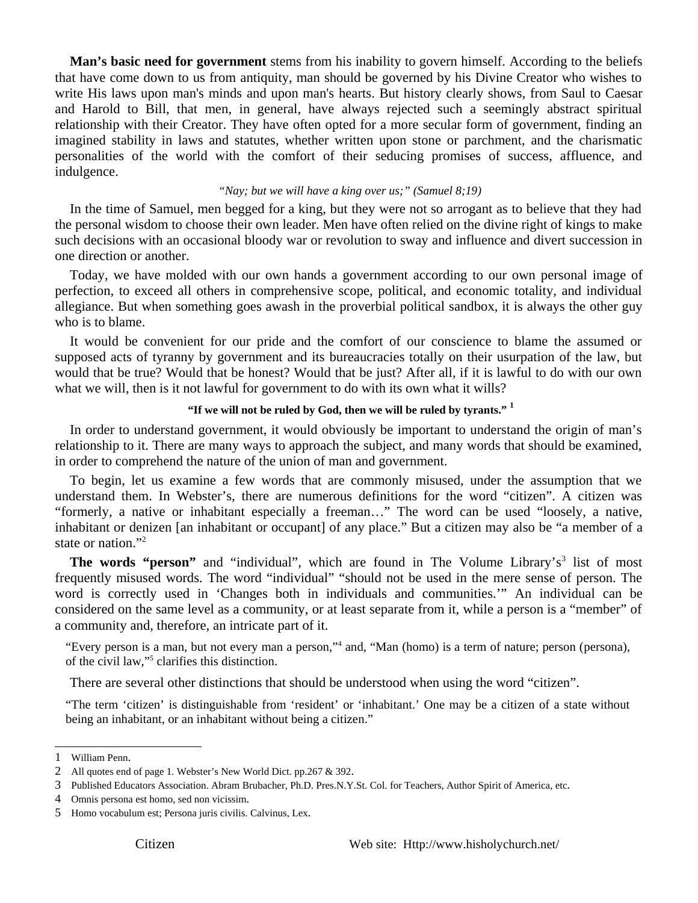**Man's basic need for government** stems from his inability to govern himself. According to the beliefs that have come down to us from antiquity, man should be governed by his Divine Creator who wishes to write His laws upon man's minds and upon man's hearts. But history clearly shows, from Saul to Caesar and Harold to Bill, that men, in general, have always rejected such a seemingly abstract spiritual relationship with their Creator. They have often opted for a more secular form of government, finding an imagined stability in laws and statutes, whether written upon stone or parchment, and the charismatic personalities of the world with the comfort of their seducing promises of success, affluence, and indulgence.

*"Nay; but we will have a king over us;" (Samuel 8;19)*

In the time of Samuel, men begged for a king, but they were not so arrogant as to believe that they had the personal wisdom to choose their own leader. Men have often relied on the divine right of kings to make such decisions with an occasional bloody war or revolution to sway and influence and divert succession in one direction or another.

Today, we have molded with our own hands a government according to our own personal image of perfection, to exceed all others in comprehensive scope, political, and economic totality, and individual allegiance. But when something goes awash in the proverbial political sandbox, it is always the other guy who is to blame.

It would be convenient for our pride and the comfort of our conscience to blame the assumed or supposed acts of tyranny by government and its bureaucracies totally on their usurpation of the law, but would that be true? Would that be honest? Would that be just? After all, if it is lawful to do with our own what we will, then is it not lawful for government to do with its own what it wills?

**"If we will not be ruled by God, then we will be ruled by tyrants."** [1]

In order to understand government, it would obviously be important to understand the origin of man's relationship to it. There are many ways to approach the subject, and many words that should be examined, in order to comprehend the nature of the union of man and government.

To begin, let us examine a few words that are commonly misused, under the assumption that we understand them. In Webster's, there are numerous definitions for the word "citizen". A citizen was "formerly, a native or inhabitant especially a freeman…" The word can be used "loosely, a native, inhabitant or denizen [an inhabitant or occupant] of any place." But a citizen may also be "a member of a state or nation."[2]

**The words "person"** and "individual", which are found in The Volume Library's[3] list of most frequently misused words. The word "individual" "should not be used in the mere sense of person. The word is correctly used in 'Changes both in individuals and communities.'" An individual can be considered on the same level as a community, or at least separate from it, while a person is a "member" of a community and, therefore, an intricate part of it.

> "Every person is a man, but not every man a person,"[4] and, "Man (homo) is a term of nature; person (persona), of the civil law,"[5] clarifies this distinction.

There are several other distinctions that should be understood when using the word "citizen".

> "The term 'citizen' is distinguishable from 'resident' or 'inhabitant.' One may be a citizen of a state without being an inhabitant, or an inhabitant without being a citizen."

---

1 William Penn.

2 All quotes end of page 1. Webster's New World Dict. pp.267 & 392.

3 Published Educators Association. Abram Brubacher, Ph.D. Pres.N.Y.St. Col. for Teachers, Author Spirit of America, etc.

4 Omnis persona est homo, sed non vicissim.

5 Homo vocabulum est; Persona juris civilis. Calvinus, Lex.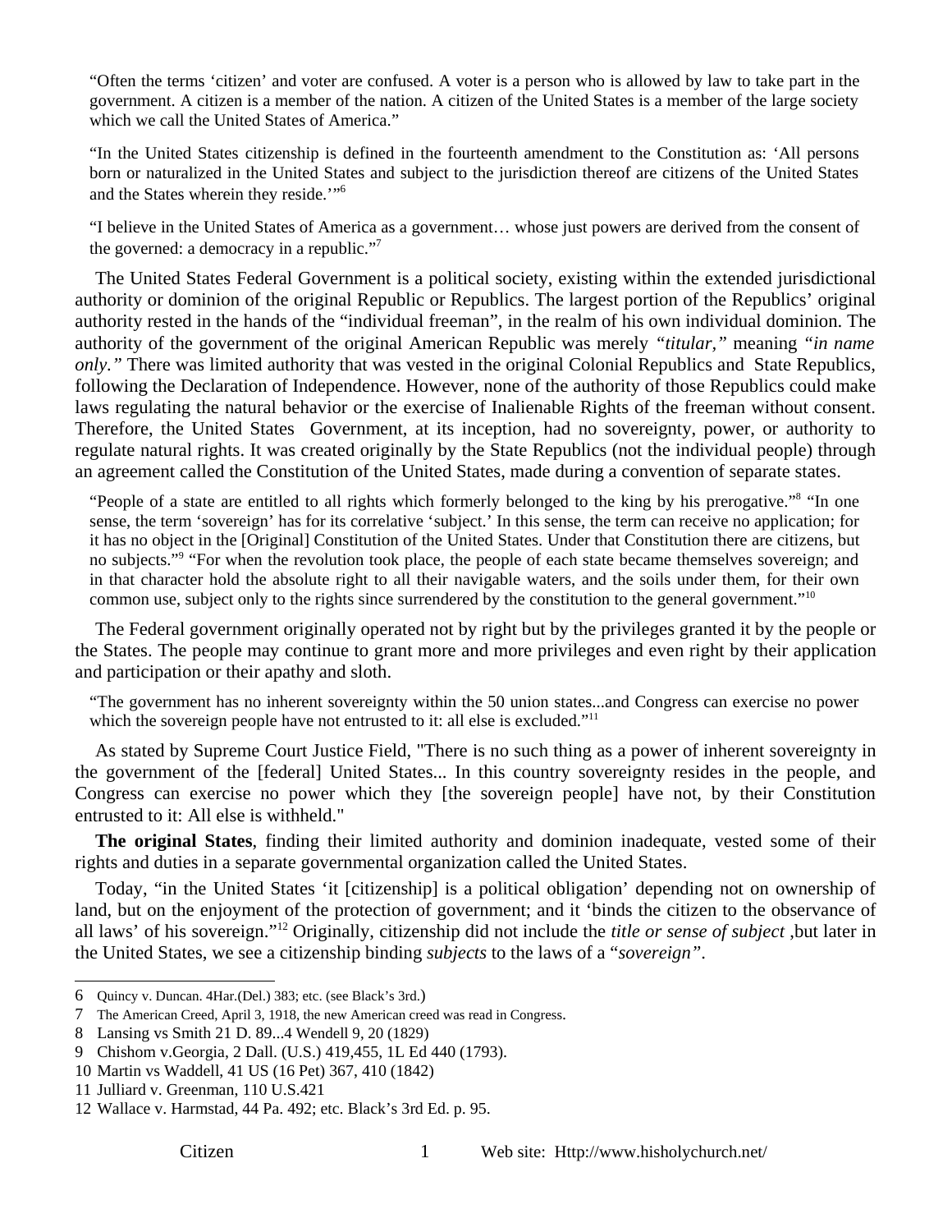"Often the terms 'citizen' and voter are confused. A voter is a person who is allowed by law to take part in the government. A citizen is a member of the nation. A citizen of the United States is a member of the large society which we call the United States of America."

"In the United States citizenship is defined in the fourteenth amendment to the Constitution as: 'All persons born or naturalized in the United States and subject to the jurisdiction thereof are citizens of the United States and the States wherein they reside.'"[6]

"I believe in the United States of America as a government… whose just powers are derived from the consent of the governed: a democracy in a republic."[7]

The United States Federal Government is a political society, existing within the extended jurisdictional authority or dominion of the original Republic or Republics. The largest portion of the Republics' original authority rested in the hands of the "individual freeman", in the realm of his own individual dominion. The authority of the government of the original American Republic was merely *"titular,"* meaning *"in name only."* There was limited authority that was vested in the original Colonial Republics and State Republics, following the Declaration of Independence. However, none of the authority of those Republics could make laws regulating the natural behavior or the exercise of Inalienable Rights of the freeman without consent. Therefore, the United States Government, at its inception, had no sovereignty, power, or authority to regulate natural rights. It was created originally by the State Republics (not the individual people) through an agreement called the Constitution of the United States, made during a convention of separate states.

"People of a state are entitled to all rights which formerly belonged to the king by his prerogative."[8] "In one sense, the term 'sovereign' has for its correlative 'subject.' In this sense, the term can receive no application; for it has no object in the [Original] Constitution of the United States. Under that Constitution there are citizens, but no subjects."[9] "For when the revolution took place, the people of each state became themselves sovereign; and in that character hold the absolute right to all their navigable waters, and the soils under them, for their own common use, subject only to the rights since surrendered by the constitution to the general government."[10]

The Federal government originally operated not by right but by the privileges granted it by the people or the States. The people may continue to grant more and more privileges and even right by their application and participation or their apathy and sloth.

"The government has no inherent sovereignty within the 50 union states...and Congress can exercise no power which the sovereign people have not entrusted to it: all else is excluded."[11]

As stated by Supreme Court Justice Field, "There is no such thing as a power of inherent sovereignty in the government of the [federal] United States... In this country sovereignty resides in the people, and Congress can exercise no power which they [the sovereign people] have not, by their Constitution entrusted to it: All else is withheld."

**The original States**, finding their limited authority and dominion inadequate, vested some of their rights and duties in a separate governmental organization called the United States.

Today, "in the United States 'it [citizenship] is a political obligation' depending not on ownership of land, but on the enjoyment of the protection of government; and it 'binds the citizen to the observance of all laws' of his sovereign."[12] Originally, citizenship did not include the *title or sense of subject* ,but later in the United States, we see a citizenship binding *subjects* to the laws of a "*sovereign"*.

---

6 Quincy v. Duncan. 4Har.(Del.) 383; etc. (see Black's 3rd.)

7 The American Creed, April 3, 1918, the new American creed was read in Congress.

8 Lansing vs Smith 21 D. 89...4 Wendell 9, 20 (1829)

9 Chishom v.Georgia, 2 Dall. (U.S.) 419,455, 1L Ed 440 (1793).

10 Martin vs Waddell, 41 US (16 Pet) 367, 410 (1842)

11 Julliard v. Greenman, 110 U.S.421

12 Wallace v. Harmstad, 44 Pa. 492; etc. Black's 3rd Ed. p. 95.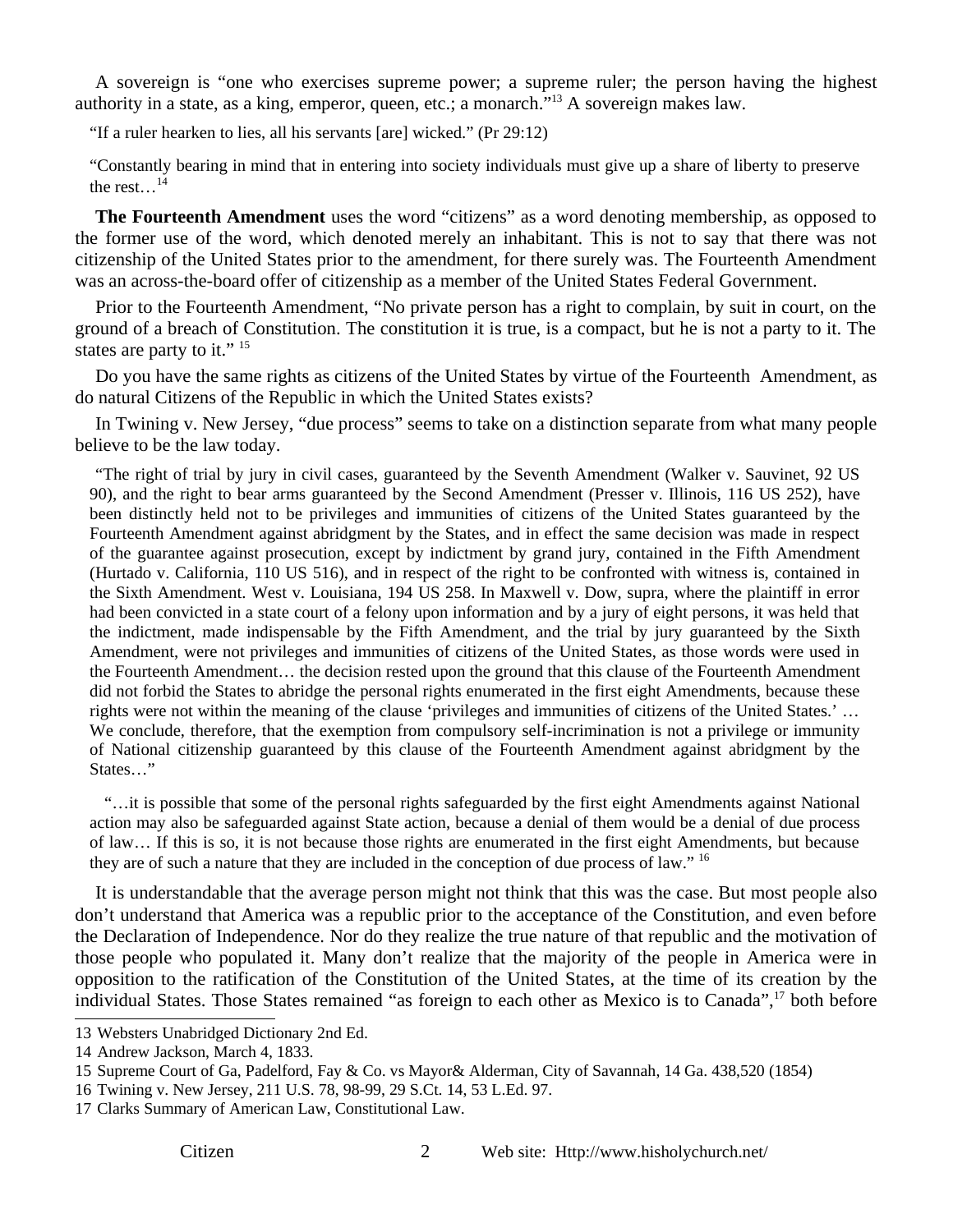A sovereign is "one who exercises supreme power; a supreme ruler; the person having the highest authority in a state, as a king, emperor, queen, etc.; a monarch."[13] A sovereign makes law.

> "If a ruler hearken to lies, all his servants [are] wicked." (Pr 29:12)

> "Constantly bearing in mind that in entering into society individuals must give up a share of liberty to preserve the rest…[14]

**The Fourteenth Amendment** uses the word "citizens" as a word denoting membership, as opposed to the former use of the word, which denoted merely an inhabitant. This is not to say that there was not citizenship of the United States prior to the amendment, for there surely was. The Fourteenth Amendment was an across-the-board offer of citizenship as a member of the United States Federal Government.

Prior to the Fourteenth Amendment, "No private person has a right to complain, by suit in court, on the ground of a breach of Constitution. The constitution it is true, is a compact, but he is not a party to it. The states are party to it." [15]

Do you have the same rights as citizens of the United States by virtue of the Fourteenth Amendment, as do natural Citizens of the Republic in which the United States exists?

In Twining v. New Jersey, "due process" seems to take on a distinction separate from what many people believe to be the law today.

> "The right of trial by jury in civil cases, guaranteed by the Seventh Amendment (Walker v. Sauvinet, 92 US 90), and the right to bear arms guaranteed by the Second Amendment (Presser v. Illinois, 116 US 252), have been distinctly held not to be privileges and immunities of citizens of the United States guaranteed by the Fourteenth Amendment against abridgment by the States, and in effect the same decision was made in respect of the guarantee against prosecution, except by indictment by grand jury, contained in the Fifth Amendment (Hurtado v. California, 110 US 516), and in respect of the right to be confronted with witness is, contained in the Sixth Amendment. West v. Louisiana, 194 US 258. In Maxwell v. Dow, supra, where the plaintiff in error had been convicted in a state court of a felony upon information and by a jury of eight persons, it was held that the indictment, made indispensable by the Fifth Amendment, and the trial by jury guaranteed by the Sixth Amendment, were not privileges and immunities of citizens of the United States, as those words were used in the Fourteenth Amendment… the decision rested upon the ground that this clause of the Fourteenth Amendment did not forbid the States to abridge the personal rights enumerated in the first eight Amendments, because these rights were not within the meaning of the clause 'privileges and immunities of citizens of the United States.' … We conclude, therefore, that the exemption from compulsory self-incrimination is not a privilege or immunity of National citizenship guaranteed by this clause of the Fourteenth Amendment against abridgment by the States…"
>
> "…it is possible that some of the personal rights safeguarded by the first eight Amendments against National action may also be safeguarded against State action, because a denial of them would be a denial of due process of law… If this is so, it is not because those rights are enumerated in the first eight Amendments, but because they are of such a nature that they are included in the conception of due process of law." [16]

It is understandable that the average person might not think that this was the case. But most people also don't understand that America was a republic prior to the acceptance of the Constitution, and even before the Declaration of Independence. Nor do they realize the true nature of that republic and the motivation of those people who populated it. Many don't realize that the majority of the people in America were in opposition to the ratification of the Constitution of the United States, at the time of its creation by the individual States. Those States remained "as foreign to each other as Mexico is to Canada",[17] both before

---

13 Websters Unabridged Dictionary 2nd Ed.

14 Andrew Jackson, March 4, 1833.

15 Supreme Court of Ga, Padelford, Fay & Co. vs Mayor& Alderman, City of Savannah, 14 Ga. 438,520 (1854)

16 Twining v. New Jersey, 211 U.S. 78, 98-99, 29 S.Ct. 14, 53 L.Ed. 97.

17 Clarks Summary of American Law, Constitutional Law.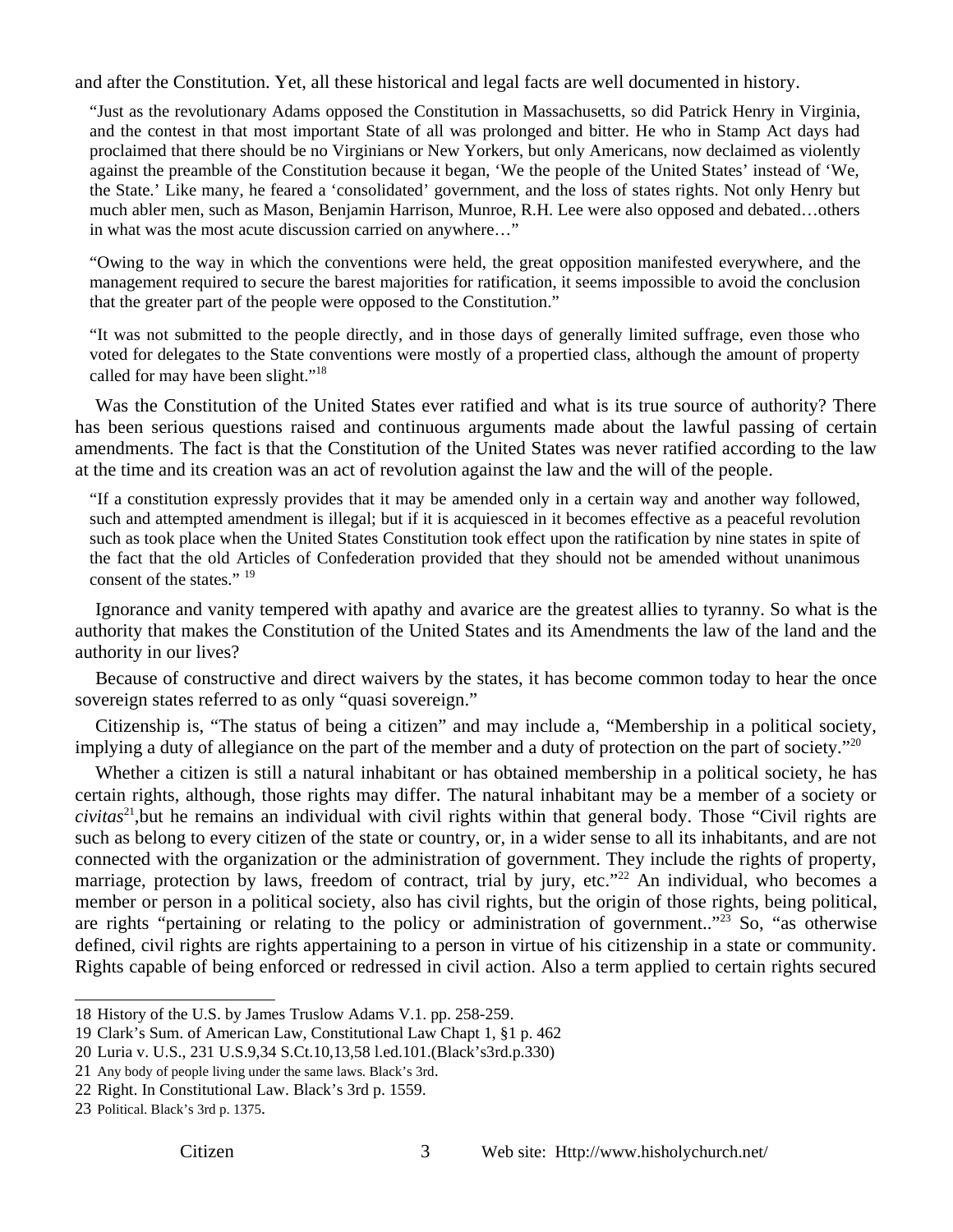and after the Constitution. Yet, all these historical and legal facts are well documented in history.

> "Just as the revolutionary Adams opposed the Constitution in Massachusetts, so did Patrick Henry in Virginia, and the contest in that most important State of all was prolonged and bitter. He who in Stamp Act days had proclaimed that there should be no Virginians or New Yorkers, but only Americans, now declaimed as violently against the preamble of the Constitution because it began, 'We the people of the United States' instead of 'We, the State.' Like many, he feared a 'consolidated' government, and the loss of states rights. Not only Henry but much abler men, such as Mason, Benjamin Harrison, Munroe, R.H. Lee were also opposed and debated…others in what was the most acute discussion carried on anywhere…"

> "Owing to the way in which the conventions were held, the great opposition manifested everywhere, and the management required to secure the barest majorities for ratification, it seems impossible to avoid the conclusion that the greater part of the people were opposed to the Constitution."

> "It was not submitted to the people directly, and in those days of generally limited suffrage, even those who voted for delegates to the State conventions were mostly of a propertied class, although the amount of property called for may have been slight."[18]

Was the Constitution of the United States ever ratified and what is its true source of authority? There has been serious questions raised and continuous arguments made about the lawful passing of certain amendments. The fact is that the Constitution of the United States was never ratified according to the law at the time and its creation was an act of revolution against the law and the will of the people.

> "If a constitution expressly provides that it may be amended only in a certain way and another way followed, such and attempted amendment is illegal; but if it is acquiesced in it becomes effective as a peaceful revolution such as took place when the United States Constitution took effect upon the ratification by nine states in spite of the fact that the old Articles of Confederation provided that they should not be amended without unanimous consent of the states." [19]

Ignorance and vanity tempered with apathy and avarice are the greatest allies to tyranny. So what is the authority that makes the Constitution of the United States and its Amendments the law of the land and the authority in our lives?

Because of constructive and direct waivers by the states, it has become common today to hear the once sovereign states referred to as only "quasi sovereign."

Citizenship is, "The status of being a citizen" and may include a, "Membership in a political society, implying a duty of allegiance on the part of the member and a duty of protection on the part of society."[20]

Whether a citizen is still a natural inhabitant or has obtained membership in a political society, he has certain rights, although, those rights may differ. The natural inhabitant may be a member of a society or *civitas*[21],but he remains an individual with civil rights within that general body. Those "Civil rights are such as belong to every citizen of the state or country, or, in a wider sense to all its inhabitants, and are not connected with the organization or the administration of government. They include the rights of property, marriage, protection by laws, freedom of contract, trial by jury, etc."[22] An individual, who becomes a member or person in a political society, also has civil rights, but the origin of those rights, being political, are rights "pertaining or relating to the policy or administration of government.."[23] So, "as otherwise defined, civil rights are rights appertaining to a person in virtue of his citizenship in a state or community. Rights capable of being enforced or redressed in civil action. Also a term applied to certain rights secured

---

18 History of the U.S. by James Truslow Adams V.1. pp. 258-259.

19 Clark's Sum. of American Law, Constitutional Law Chapt 1, §1 p. 462

20 Luria v. U.S., 231 U.S.9,34 S.Ct.10,13,58 l.ed.101.(Black's3rd.p.330)

21 Any body of people living under the same laws. Black's 3rd.

22 Right. In Constitutional Law. Black's 3rd p. 1559.

23 Political. Black's 3rd p. 1375.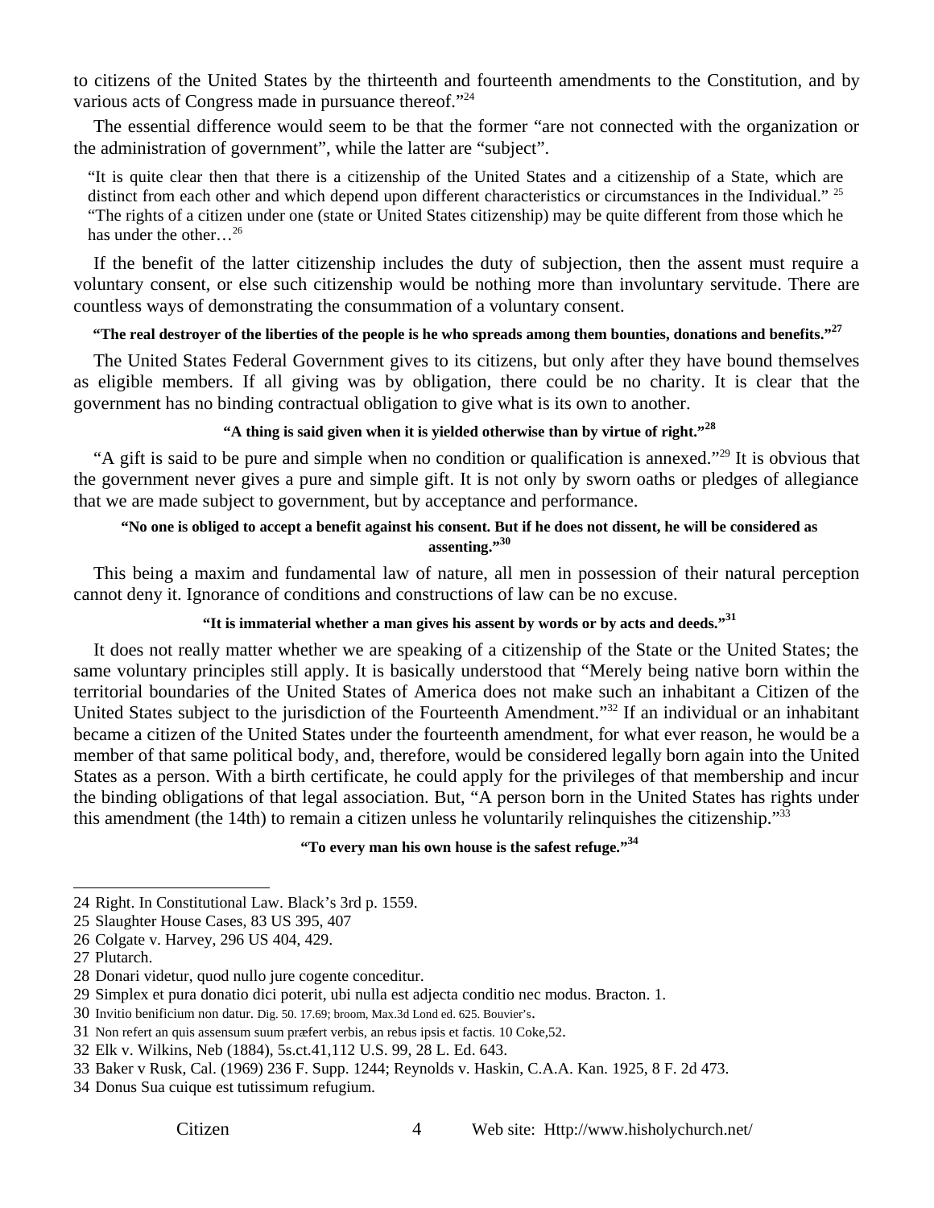to citizens of the United States by the thirteenth and fourteenth amendments to the Constitution, and by various acts of Congress made in pursuance thereof."[24]

The essential difference would seem to be that the former "are not connected with the organization or the administration of government", while the latter are "subject".

> "It is quite clear then that there is a citizenship of the United States and a citizenship of a State, which are distinct from each other and which depend upon different characteristics or circumstances in the Individual." [25] "The rights of a citizen under one (state or United States citizenship) may be quite different from those which he has under the other…"[26]

If the benefit of the latter citizenship includes the duty of subjection, then the assent must require a voluntary consent, or else such citizenship would be nothing more than involuntary servitude. There are countless ways of demonstrating the consummation of a voluntary consent.

**"The real destroyer of the liberties of the people is he who spreads among them bounties, donations and benefits."[27]**

The United States Federal Government gives to its citizens, but only after they have bound themselves as eligible members. If all giving was by obligation, there could be no charity. It is clear that the government has no binding contractual obligation to give what is its own to another.

**"A thing is said given when it is yielded otherwise than by virtue of right."[28]**

"A gift is said to be pure and simple when no condition or qualification is annexed."[29] It is obvious that the government never gives a pure and simple gift. It is not only by sworn oaths or pledges of allegiance that we are made subject to government, but by acceptance and performance.

**"No one is obliged to accept a benefit against his consent. But if he does not dissent, he will be considered as assenting."[30]**

This being a maxim and fundamental law of nature, all men in possession of their natural perception cannot deny it. Ignorance of conditions and constructions of law can be no excuse.

**"It is immaterial whether a man gives his assent by words or by acts and deeds."[31]**

It does not really matter whether we are speaking of a citizenship of the State or the United States; the same voluntary principles still apply. It is basically understood that "Merely being native born within the territorial boundaries of the United States of America does not make such an inhabitant a Citizen of the United States subject to the jurisdiction of the Fourteenth Amendment."[32] If an individual or an inhabitant became a citizen of the United States under the fourteenth amendment, for what ever reason, he would be a member of that same political body, and, therefore, would be considered legally born again into the United States as a person. With a birth certificate, he could apply for the privileges of that membership and incur the binding obligations of that legal association. But, "A person born in the United States has rights under this amendment (the 14th) to remain a citizen unless he voluntarily relinquishes the citizenship."[33]

**"To every man his own house is the safest refuge."[34]**

---

24 Right. In Constitutional Law. Black's 3rd p. 1559.

25 Slaughter House Cases, 83 US 395, 407

26 Colgate v. Harvey, 296 US 404, 429.

27 Plutarch.

28 Donari videtur, quod nullo jure cogente conceditur.

29 Simplex et pura donatio dici poterit, ubi nulla est adjecta conditio nec modus. Bracton. 1.

30 Invitio benificium non datur. Dig. 50. 17.69; broom, Max.3d Lond ed. 625. Bouvier's.

31 Non refert an quis assensum suum præfert verbis, an rebus ipsis et factis. 10 Coke,52.

32 Elk v. Wilkins, Neb (1884), 5s.ct.41,112 U.S. 99, 28 L. Ed. 643.

33 Baker v Rusk, Cal. (1969) 236 F. Supp. 1244; Reynolds v. Haskin, C.A.A. Kan. 1925, 8 F. 2d 473.

34 Donus Sua cuique est tutissimum refugium.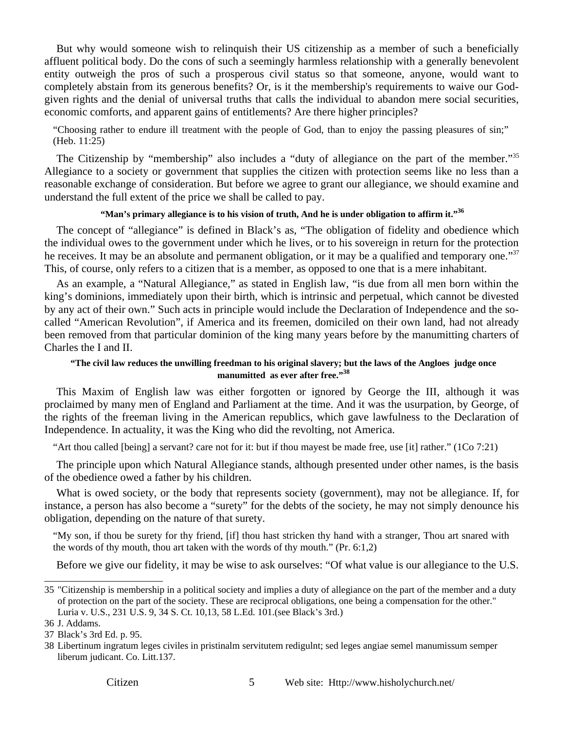But why would someone wish to relinquish their US citizenship as a member of such a beneficially affluent political body. Do the cons of such a seemingly harmless relationship with a generally benevolent entity outweigh the pros of such a prosperous civil status so that someone, anyone, would want to completely abstain from its generous benefits? Or, is it the membership's requirements to waive our God-given rights and the denial of universal truths that calls the individual to abandon mere social securities, economic comforts, and apparent gains of entitlements? Are there higher principles?

> "Choosing rather to endure ill treatment with the people of God, than to enjoy the passing pleasures of sin;" (Heb. 11:25)

The Citizenship by "membership" also includes a "duty of allegiance on the part of the member."[35] Allegiance to a society or government that supplies the citizen with protection seems like no less than a reasonable exchange of consideration. But before we agree to grant our allegiance, we should examine and understand the full extent of the price we shall be called to pay.

**"Man's primary allegiance is to his vision of truth, And he is under obligation to affirm it."[36]**

The concept of "allegiance" is defined in Black's as, "The obligation of fidelity and obedience which the individual owes to the government under which he lives, or to his sovereign in return for the protection he receives. It may be an absolute and permanent obligation, or it may be a qualified and temporary one."[37] This, of course, only refers to a citizen that is a member, as opposed to one that is a mere inhabitant.

As an example, a "Natural Allegiance," as stated in English law, "is due from all men born within the king's dominions, immediately upon their birth, which is intrinsic and perpetual, which cannot be divested by any act of their own." Such acts in principle would include the Declaration of Independence and the so-called "American Revolution", if America and its freemen, domiciled on their own land, had not already been removed from that particular dominion of the king many years before by the manumitting charters of Charles the I and II.

**"The civil law reduces the unwilling freedman to his original slavery; but the laws of the Angloes judge once manumitted as ever after free."[38]**

This Maxim of English law was either forgotten or ignored by George the III, although it was proclaimed by many men of England and Parliament at the time. And it was the usurpation, by George, of the rights of the freeman living in the American republics, which gave lawfulness to the Declaration of Independence. In actuality, it was the King who did the revolting, not America.

> "Art thou called [being] a servant? care not for it: but if thou mayest be made free, use [it] rather." (1Co 7:21)

The principle upon which Natural Allegiance stands, although presented under other names, is the basis of the obedience owed a father by his children.

What is owed society, or the body that represents society (government), may not be allegiance. If, for instance, a person has also become a "surety" for the debts of the society, he may not simply denounce his obligation, depending on the nature of that surety.

> "My son, if thou be surety for thy friend, [if] thou hast stricken thy hand with a stranger, Thou art snared with the words of thy mouth, thou art taken with the words of thy mouth." (Pr. 6:1,2)

Before we give our fidelity, it may be wise to ask ourselves: "Of what value is our allegiance to the U.S.

---

35 "Citizenship is membership in a political society and implies a duty of allegiance on the part of the member and a duty of protection on the part of the society. These are reciprocal obligations, one being a compensation for the other." Luria v. U.S., 231 U.S. 9, 34 S. Ct. 10,13, 58 L.Ed. 101.(see Black's 3rd.)

36 J. Addams.

37 Black's 3rd Ed. p. 95.

38 Libertinum ingratum leges civiles in pristinalm servitutem redigulnt; sed leges angiae semel manumissum semper liberum judicant. Co. Litt.137.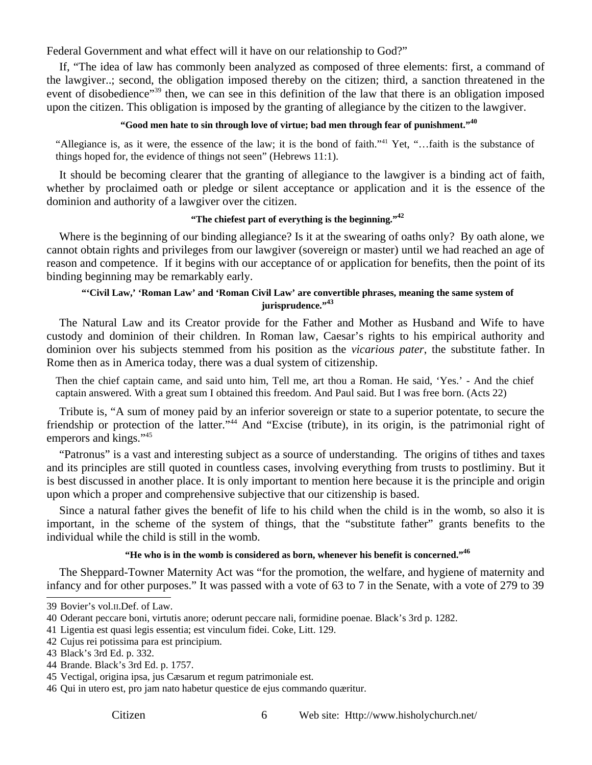Federal Government and what effect will it have on our relationship to God?"

If, "The idea of law has commonly been analyzed as composed of three elements: first, a command of the lawgiver..; second, the obligation imposed thereby on the citizen; third, a sanction threatened in the event of disobedience"[39] then, we can see in this definition of the law that there is an obligation imposed upon the citizen. This obligation is imposed by the granting of allegiance by the citizen to the lawgiver.

**"Good men hate to sin through love of virtue; bad men through fear of punishment."[40]**

> "Allegiance is, as it were, the essence of the law; it is the bond of faith."[41] Yet, "…faith is the substance of things hoped for, the evidence of things not seen" (Hebrews 11:1).

It should be becoming clearer that the granting of allegiance to the lawgiver is a binding act of faith, whether by proclaimed oath or pledge or silent acceptance or application and it is the essence of the dominion and authority of a lawgiver over the citizen.

**"The chiefest part of everything is the beginning."[42]**

Where is the beginning of our binding allegiance? Is it at the swearing of oaths only? By oath alone, we cannot obtain rights and privileges from our lawgiver (sovereign or master) until we had reached an age of reason and competence. If it begins with our acceptance of or application for benefits, then the point of its binding beginning may be remarkably early.

**"'Civil Law,' 'Roman Law' and 'Roman Civil Law' are convertible phrases, meaning the same system of jurisprudence."[43]**

The Natural Law and its Creator provide for the Father and Mother as Husband and Wife to have custody and dominion of their children. In Roman law, Caesar's rights to his empirical authority and dominion over his subjects stemmed from his position as the *vicarious pater*, the substitute father. In Rome then as in America today, there was a dual system of citizenship.

> Then the chief captain came, and said unto him, Tell me, art thou a Roman. He said, 'Yes.' - And the chief captain answered. With a great sum I obtained this freedom. And Paul said. But I was free born. (Acts 22)

Tribute is, "A sum of money paid by an inferior sovereign or state to a superior potentate, to secure the friendship or protection of the latter."[44] And "Excise (tribute), in its origin, is the patrimonial right of emperors and kings."[45]

"Patronus" is a vast and interesting subject as a source of understanding. The origins of tithes and taxes and its principles are still quoted in countless cases, involving everything from trusts to postliminy. But it is best discussed in another place. It is only important to mention here because it is the principle and origin upon which a proper and comprehensive subjective that our citizenship is based.

Since a natural father gives the benefit of life to his child when the child is in the womb, so also it is important, in the scheme of the system of things, that the "substitute father" grants benefits to the individual while the child is still in the womb.

**"He who is in the womb is considered as born, whenever his benefit is concerned."[46]**

The Sheppard-Towner Maternity Act was "for the promotion, the welfare, and hygiene of maternity and infancy and for other purposes." It was passed with a vote of 63 to 7 in the Senate, with a vote of 279 to 39

---

39 Bovier's vol.II.Def. of Law.

40 Oderant peccare boni, virtutis anore; oderunt peccare nali, formidine poenae. Black's 3rd p. 1282.

41 Ligentia est quasi legis essentia; est vinculum fidei. Coke, Litt. 129.

42 Cujus rei potissima para est principium.

43 Black's 3rd Ed. p. 332.

44 Brande. Black's 3rd Ed. p. 1757.

45 Vectigal, origina ipsa, jus Cæsarum et regum patrimoniale est.

46 Qui in utero est, pro jam nato habetur questice de ejus commando quæritur.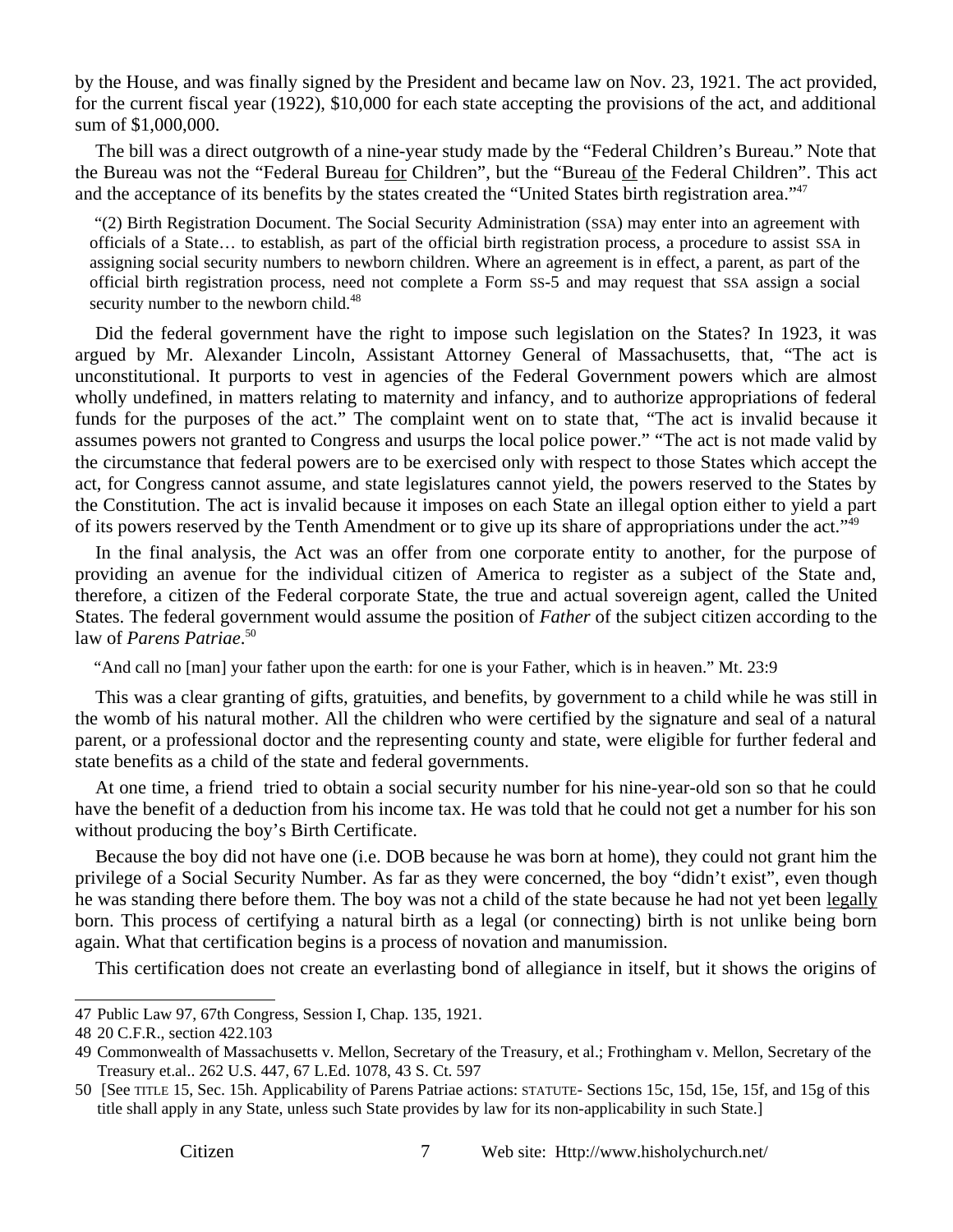by the House, and was finally signed by the President and became law on Nov. 23, 1921. The act provided, for the current fiscal year (1922), $10,000 for each state accepting the provisions of the act, and additional sum of $1,000,000.

The bill was a direct outgrowth of a nine-year study made by the "Federal Children's Bureau." Note that the Bureau was not the "Federal Bureau <u>for</u> Children", but the "Bureau <u>of</u> the Federal Children". This act and the acceptance of its benefits by the states created the "United States birth registration area."[47]

> "(2) Birth Registration Document. The Social Security Administration (SSA) may enter into an agreement with officials of a State… to establish, as part of the official birth registration process, a procedure to assist SSA in assigning social security numbers to newborn children. Where an agreement is in effect, a parent, as part of the official birth registration process, need not complete a Form SS-5 and may request that SSA assign a social security number to the newborn child.[48]

Did the federal government have the right to impose such legislation on the States? In 1923, it was argued by Mr. Alexander Lincoln, Assistant Attorney General of Massachusetts, that, "The act is unconstitutional. It purports to vest in agencies of the Federal Government powers which are almost wholly undefined, in matters relating to maternity and infancy, and to authorize appropriations of federal funds for the purposes of the act." The complaint went on to state that, "The act is invalid because it assumes powers not granted to Congress and usurps the local police power." "The act is not made valid by the circumstance that federal powers are to be exercised only with respect to those States which accept the act, for Congress cannot assume, and state legislatures cannot yield, the powers reserved to the States by the Constitution. The act is invalid because it imposes on each State an illegal option either to yield a part of its powers reserved by the Tenth Amendment or to give up its share of appropriations under the act."[49]

In the final analysis, the Act was an offer from one corporate entity to another, for the purpose of providing an avenue for the individual citizen of America to register as a subject of the State and, therefore, a citizen of the Federal corporate State, the true and actual sovereign agent, called the United States. The federal government would assume the position of *Father* of the subject citizen according to the law of *Parens Patriae*.[50]

> "And call no [man] your father upon the earth: for one is your Father, which is in heaven." Mt. 23:9

This was a clear granting of gifts, gratuities, and benefits, by government to a child while he was still in the womb of his natural mother. All the children who were certified by the signature and seal of a natural parent, or a professional doctor and the representing county and state, were eligible for further federal and state benefits as a child of the state and federal governments.

At one time, a friend tried to obtain a social security number for his nine-year-old son so that he could have the benefit of a deduction from his income tax. He was told that he could not get a number for his son without producing the boy's Birth Certificate.

Because the boy did not have one (i.e. DOB because he was born at home), they could not grant him the privilege of a Social Security Number. As far as they were concerned, the boy "didn't exist", even though he was standing there before them. The boy was not a child of the state because he had not yet been <u>legally</u> born. This process of certifying a natural birth as a legal (or connecting) birth is not unlike being born again. What that certification begins is a process of novation and manumission.

This certification does not create an everlasting bond of allegiance in itself, but it shows the origins of

---

47 Public Law 97, 67th Congress, Session I, Chap. 135, 1921.

48 20 C.F.R., section 422.103

49 Commonwealth of Massachusetts v. Mellon, Secretary of the Treasury, et al.; Frothingham v. Mellon, Secretary of the Treasury et.al.. 262 U.S. 447, 67 L.Ed. 1078, 43 S. Ct. 597

50 [See TITLE 15, Sec. 15h. Applicability of Parens Patriae actions: STATUTE- Sections 15c, 15d, 15e, 15f, and 15g of this title shall apply in any State, unless such State provides by law for its non-applicability in such State.]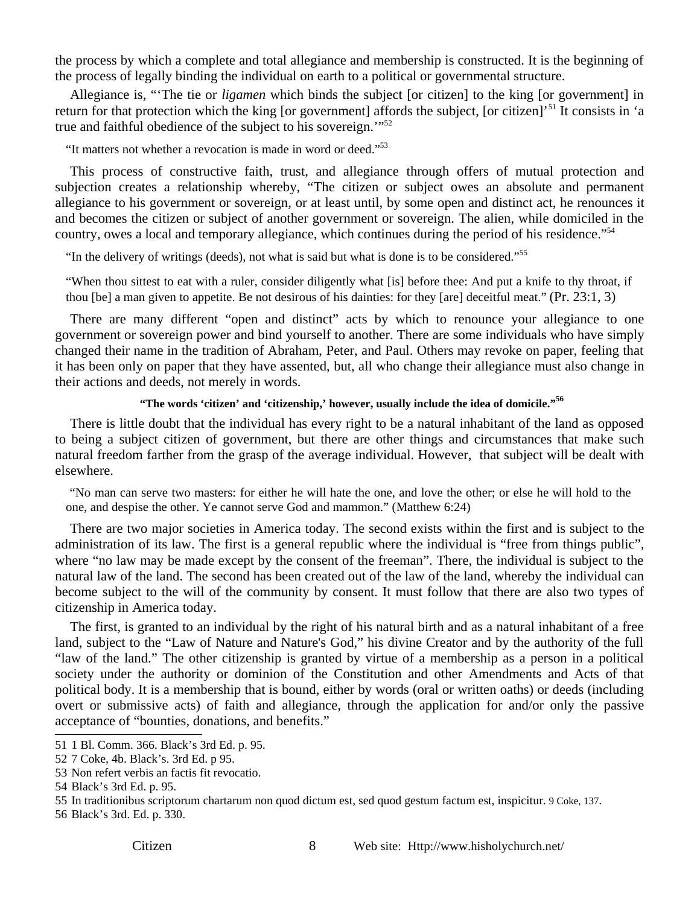the process by which a complete and total allegiance and membership is constructed. It is the beginning of the process of legally binding the individual on earth to a political or governmental structure.

Allegiance is, "'The tie or *ligamen* which binds the subject [or citizen] to the king [or government] in return for that protection which the king [or government] affords the subject, [or citizen]'[51] It consists in 'a true and faithful obedience of the subject to his sovereign.'"[52]

"It matters not whether a revocation is made in word or deed."[53]

This process of constructive faith, trust, and allegiance through offers of mutual protection and subjection creates a relationship whereby, "The citizen or subject owes an absolute and permanent allegiance to his government or sovereign, or at least until, by some open and distinct act, he renounces it and becomes the citizen or subject of another government or sovereign. The alien, while domiciled in the country, owes a local and temporary allegiance, which continues during the period of his residence."[54]

"In the delivery of writings (deeds), not what is said but what is done is to be considered."[55]

"When thou sittest to eat with a ruler, consider diligently what [is] before thee: And put a knife to thy throat, if thou [be] a man given to appetite. Be not desirous of his dainties: for they [are] deceitful meat." (Pr. 23:1, 3)

There are many different "open and distinct" acts by which to renounce your allegiance to one government or sovereign power and bind yourself to another. There are some individuals who have simply changed their name in the tradition of Abraham, Peter, and Paul. Others may revoke on paper, feeling that it has been only on paper that they have assented, but, all who change their allegiance must also change in their actions and deeds, not merely in words.

**"The words 'citizen' and 'citizenship,' however, usually include the idea of domicile."[56]**

There is little doubt that the individual has every right to be a natural inhabitant of the land as opposed to being a subject citizen of government, but there are other things and circumstances that make such natural freedom farther from the grasp of the average individual. However, that subject will be dealt with elsewhere.

"No man can serve two masters: for either he will hate the one, and love the other; or else he will hold to the one, and despise the other. Ye cannot serve God and mammon." (Matthew 6:24)

There are two major societies in America today. The second exists within the first and is subject to the administration of its law. The first is a general republic where the individual is "free from things public", where "no law may be made except by the consent of the freeman". There, the individual is subject to the natural law of the land. The second has been created out of the law of the land, whereby the individual can become subject to the will of the community by consent. It must follow that there are also two types of citizenship in America today.

The first, is granted to an individual by the right of his natural birth and as a natural inhabitant of a free land, subject to the "Law of Nature and Nature's God," his divine Creator and by the authority of the full "law of the land." The other citizenship is granted by virtue of a membership as a person in a political society under the authority or dominion of the Constitution and other Amendments and Acts of that political body. It is a membership that is bound, either by words (oral or written oaths) or deeds (including overt or submissive acts) of faith and allegiance, through the application for and/or only the passive acceptance of "bounties, donations, and benefits."

---

51 1 Bl. Comm. 366. Black's 3rd Ed. p. 95.

52 7 Coke, 4b. Black's. 3rd Ed. p 95.

53 Non refert verbis an factis fit revocatio.

54 Black's 3rd Ed. p. 95.

55 In traditionibus scriptorum chartarum non quod dictum est, sed quod gestum factum est, inspicitur. 9 Coke, 137.

56 Black's 3rd. Ed. p. 330.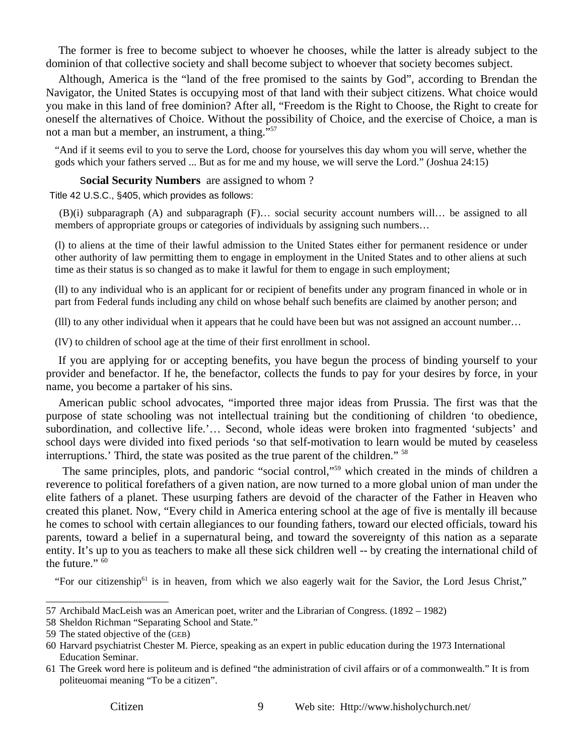The former is free to become subject to whoever he chooses, while the latter is already subject to the dominion of that collective society and shall become subject to whoever that society becomes subject.

Although, America is the "land of the free promised to the saints by God", according to Brendan the Navigator, the United States is occupying most of that land with their subject citizens. What choice would you make in this land of free dominion? After all, "Freedom is the Right to Choose, the Right to create for oneself the alternatives of Choice. Without the possibility of Choice, and the exercise of Choice, a man is not a man but a member, an instrument, a thing."[57]

> "And if it seems evil to you to serve the Lord, choose for yourselves this day whom you will serve, whether the gods which your fathers served ... But as for me and my house, we will serve the Lord." (Joshua 24:15)

**Social Security Numbers** are assigned to whom ?

Title 42 U.S.C., §405, which provides as follows:

> (B)(i) subparagraph (A) and subparagraph (F)… social security account numbers will… be assigned to all members of appropriate groups or categories of individuals by assigning such numbers…
>
> (l) to aliens at the time of their lawful admission to the United States either for permanent residence or under other authority of law permitting them to engage in employment in the United States and to other aliens at such time as their status is so changed as to make it lawful for them to engage in such employment;
>
> (ll) to any individual who is an applicant for or recipient of benefits under any program financed in whole or in part from Federal funds including any child on whose behalf such benefits are claimed by another person; and
>
> (lll) to any other individual when it appears that he could have been but was not assigned an account number…
>
> (lV) to children of school age at the time of their first enrollment in school.

If you are applying for or accepting benefits, you have begun the process of binding yourself to your provider and benefactor. If he, the benefactor, collects the funds to pay for your desires by force, in your name, you become a partaker of his sins.

American public school advocates, "imported three major ideas from Prussia. The first was that the purpose of state schooling was not intellectual training but the conditioning of children 'to obedience, subordination, and collective life.'… Second, whole ideas were broken into fragmented 'subjects' and school days were divided into fixed periods 'so that self-motivation to learn would be muted by ceaseless interruptions.' Third, the state was posited as the true parent of the children." [58]

The same principles, plots, and pandoric "social control,"[59] which created in the minds of children a reverence to political forefathers of a given nation, are now turned to a more global union of man under the elite fathers of a planet. These usurping fathers are devoid of the character of the Father in Heaven who created this planet. Now, "Every child in America entering school at the age of five is mentally ill because he comes to school with certain allegiances to our founding fathers, toward our elected officials, toward his parents, toward a belief in a supernatural being, and toward the sovereignty of this nation as a separate entity. It's up to you as teachers to make all these sick children well -- by creating the international child of the future." [60]

> "For our citizenship[61] is in heaven, from which we also eagerly wait for the Savior, the Lord Jesus Christ,"

---

57 Archibald MacLeish was an American poet, writer and the Librarian of Congress. (1892 – 1982)

58 Sheldon Richman "Separating School and State."

59 The stated objective of the (GEB)

60 Harvard psychiatrist Chester M. Pierce, speaking as an expert in public education during the 1973 International Education Seminar.

61 The Greek word here is politeum and is defined "the administration of civil affairs or of a commonwealth." It is from politeuomai meaning "To be a citizen".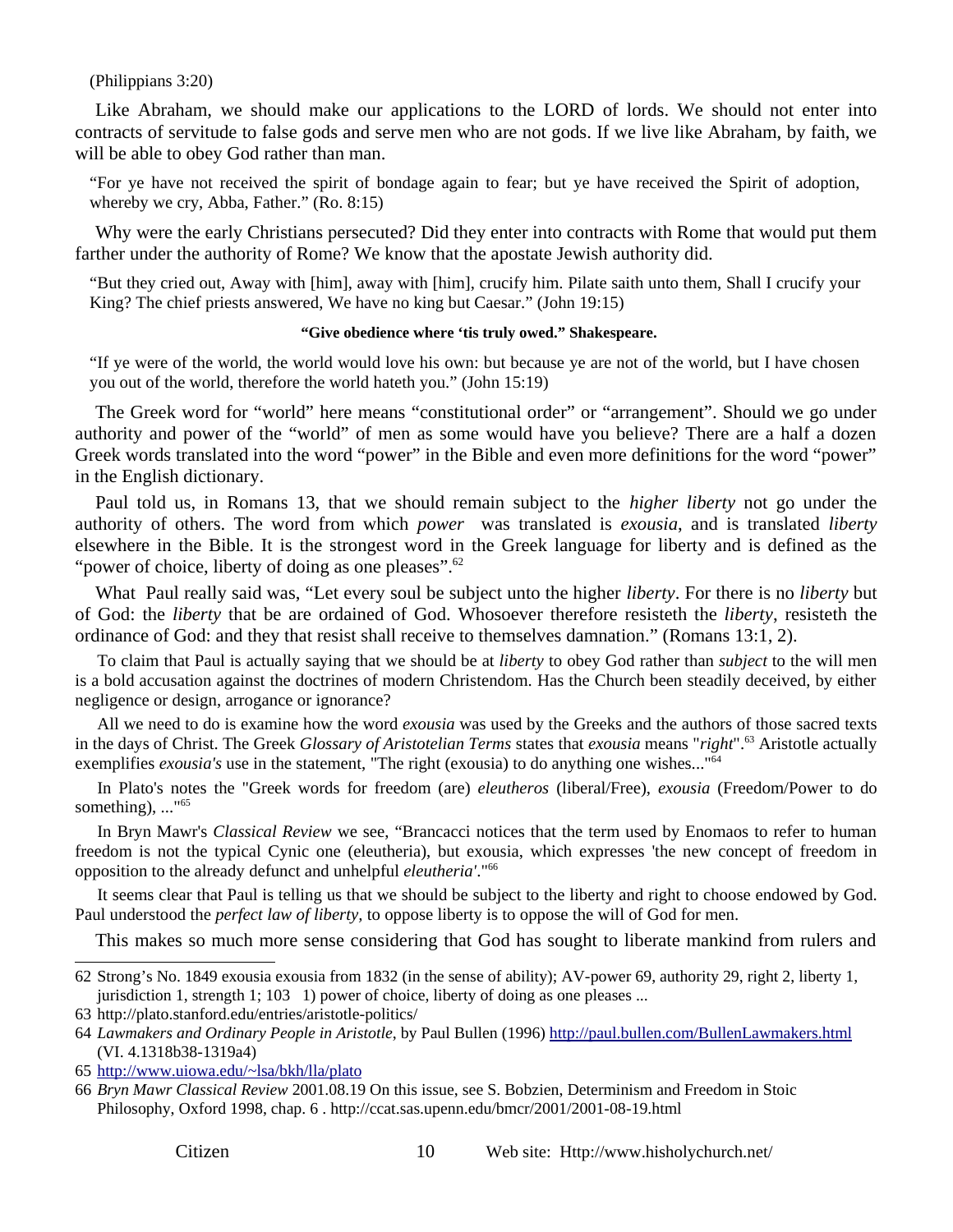(Philippians 3:20)

Like Abraham, we should make our applications to the LORD of lords. We should not enter into contracts of servitude to false gods and serve men who are not gods. If we live like Abraham, by faith, we will be able to obey God rather than man.

> "For ye have not received the spirit of bondage again to fear; but ye have received the Spirit of adoption, whereby we cry, Abba, Father." (Ro. 8:15)

Why were the early Christians persecuted? Did they enter into contracts with Rome that would put them farther under the authority of Rome? We know that the apostate Jewish authority did.

> "But they cried out, Away with [him], away with [him], crucify him. Pilate saith unto them, Shall I crucify your King? The chief priests answered, We have no king but Caesar." (John 19:15)

**"Give obedience where 'tis truly owed." Shakespeare.**

> "If ye were of the world, the world would love his own: but because ye are not of the world, but I have chosen you out of the world, therefore the world hateth you." (John 15:19)

The Greek word for "world" here means "constitutional order" or "arrangement". Should we go under authority and power of the "world" of men as some would have you believe? There are a half a dozen Greek words translated into the word "power" in the Bible and even more definitions for the word "power" in the English dictionary.

Paul told us, in Romans 13, that we should remain subject to the *higher liberty* not go under the authority of others. The word from which *power* was translated is *exousia*, and is translated *liberty* elsewhere in the Bible. It is the strongest word in the Greek language for liberty and is defined as the "power of choice, liberty of doing as one pleases".[62]

What Paul really said was, "Let every soul be subject unto the higher *liberty*. For there is no *liberty* but of God: the *liberty* that be are ordained of God. Whosoever therefore resisteth the *liberty*, resisteth the ordinance of God: and they that resist shall receive to themselves damnation." (Romans 13:1, 2).

To claim that Paul is actually saying that we should be at *liberty* to obey God rather than *subject* to the will men is a bold accusation against the doctrines of modern Christendom. Has the Church been steadily deceived, by either negligence or design, arrogance or ignorance?

All we need to do is examine how the word *exousia* was used by the Greeks and the authors of those sacred texts in the days of Christ. The Greek *Glossary of Aristotelian Terms* states that *exousia* means "*right*".[63] Aristotle actually exemplifies *exousia's* use in the statement, "The right (exousia) to do anything one wishes..."[64]

In Plato's notes the "Greek words for freedom (are) *eleutheros* (liberal/Free), *exousia* (Freedom/Power to do something), ..."[65]

In Bryn Mawr's *Classical Review* we see, "Brancacci notices that the term used by Enomaos to refer to human freedom is not the typical Cynic one (eleutheria), but exousia, which expresses 'the new concept of freedom in opposition to the already defunct and unhelpful *eleutheria*'."[66]

It seems clear that Paul is telling us that we should be subject to the liberty and right to choose endowed by God. Paul understood the *perfect law of liberty*, to oppose liberty is to oppose the will of God for men.

This makes so much more sense considering that God has sought to liberate mankind from rulers and

---

62 Strong's No. 1849 exousia exousia from 1832 (in the sense of ability); AV-power 69, authority 29, right 2, liberty 1, jurisdiction 1, strength 1; 103 1) power of choice, liberty of doing as one pleases ...

63 http://plato.stanford.edu/entries/aristotle-politics/

64 *Lawmakers and Ordinary People in Aristotle*, by Paul Bullen (1996) http://paul.bullen.com/BullenLawmakers.html (VI. 4.1318b38-1319a4)

65 http://www.uiowa.edu/~lsa/bkh/lla/plato

66 *Bryn Mawr Classical Review* 2001.08.19 On this issue, see S. Bobzien, Determinism and Freedom in Stoic Philosophy, Oxford 1998, chap. 6 . http://ccat.sas.upenn.edu/bmcr/2001/2001-08-19.html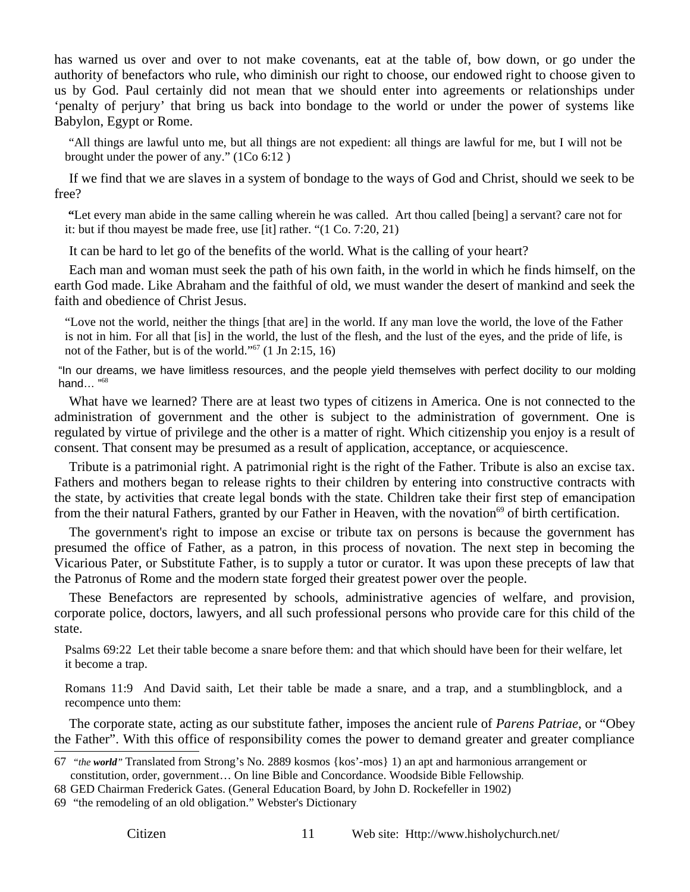has warned us over and over to not make covenants, eat at the table of, bow down, or go under the authority of benefactors who rule, who diminish our right to choose, our endowed right to choose given to us by God. Paul certainly did not mean that we should enter into agreements or relationships under 'penalty of perjury' that bring us back into bondage to the world or under the power of systems like Babylon, Egypt or Rome.

> "All things are lawful unto me, but all things are not expedient: all things are lawful for me, but I will not be brought under the power of any." (1Co 6:12 )

If we find that we are slaves in a system of bondage to the ways of God and Christ, should we seek to be free?

> **"**Let every man abide in the same calling wherein he was called. Art thou called [being] a servant? care not for it: but if thou mayest be made free, use [it] rather. "(1 Co. 7:20, 21)

It can be hard to let go of the benefits of the world. What is the calling of your heart?

Each man and woman must seek the path of his own faith, in the world in which he finds himself, on the earth God made. Like Abraham and the faithful of old, we must wander the desert of mankind and seek the faith and obedience of Christ Jesus.

> "Love not the world, neither the things [that are] in the world. If any man love the world, the love of the Father is not in him. For all that [is] in the world, the lust of the flesh, and the lust of the eyes, and the pride of life, is not of the Father, but is of the world."[67] (1 Jn 2:15, 16)

> "In our dreams, we have limitless resources, and the people yield themselves with perfect docility to our molding hand… "[68]

What have we learned? There are at least two types of citizens in America. One is not connected to the administration of government and the other is subject to the administration of government. One is regulated by virtue of privilege and the other is a matter of right. Which citizenship you enjoy is a result of consent. That consent may be presumed as a result of application, acceptance, or acquiescence.

Tribute is a patrimonial right. A patrimonial right is the right of the Father. Tribute is also an excise tax. Fathers and mothers began to release rights to their children by entering into constructive contracts with the state, by activities that create legal bonds with the state. Children take their first step of emancipation from the their natural Fathers, granted by our Father in Heaven, with the novation[69] of birth certification.

The government's right to impose an excise or tribute tax on persons is because the government has presumed the office of Father, as a patron, in this process of novation. The next step in becoming the Vicarious Pater, or Substitute Father, is to supply a tutor or curator. It was upon these precepts of law that the Patronus of Rome and the modern state forged their greatest power over the people.

These Benefactors are represented by schools, administrative agencies of welfare, and provision, corporate police, doctors, lawyers, and all such professional persons who provide care for this child of the state.

> Psalms 69:22 Let their table become a snare before them: and that which should have been for their welfare, let it become a trap.

> Romans 11:9 And David saith, Let their table be made a snare, and a trap, and a stumblingblock, and a recompence unto them:

The corporate state, acting as our substitute father, imposes the ancient rule of *Parens Patriae*, or "Obey the Father". With this office of responsibility comes the power to demand greater and greater compliance

---

67 *"the **world**"* Translated from Strong's No. 2889 kosmos {kos'-mos} 1) an apt and harmonious arrangement or constitution, order, government… On line Bible and Concordance. Woodside Bible Fellowship.

68 GED Chairman Frederick Gates. (General Education Board, by John D. Rockefeller in 1902)

69 "the remodeling of an old obligation." Webster's Dictionary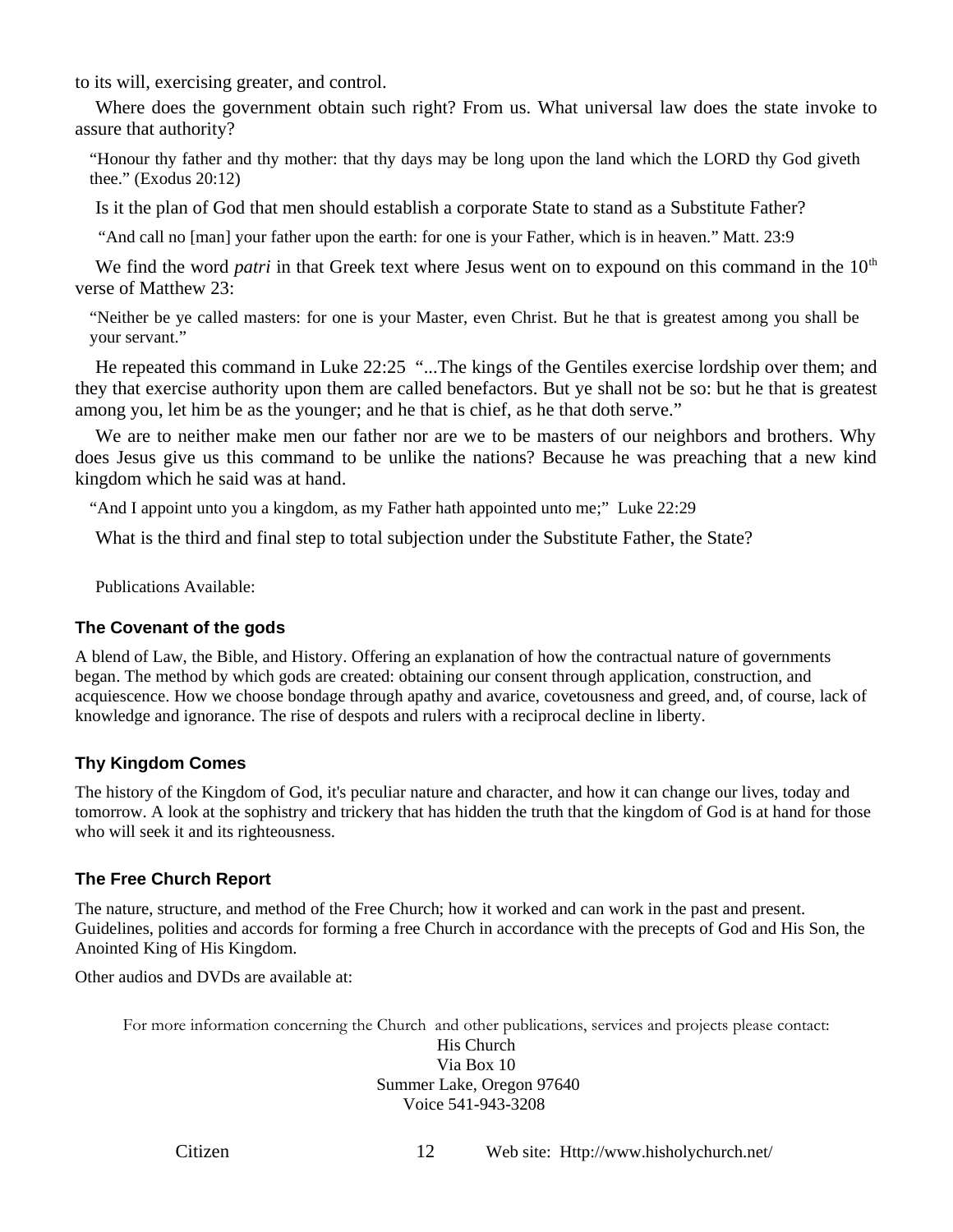to its will, exercising greater, and control.

Where does the government obtain such right? From us. What universal law does the state invoke to assure that authority?

> "Honour thy father and thy mother: that thy days may be long upon the land which the LORD thy God giveth thee." (Exodus 20:12)

Is it the plan of God that men should establish a corporate State to stand as a Substitute Father?

> "And call no [man] your father upon the earth: for one is your Father, which is in heaven." Matt. 23:9

We find the word *patri* in that Greek text where Jesus went on to expound on this command in the 10th verse of Matthew 23:

> "Neither be ye called masters: for one is your Master, even Christ. But he that is greatest among you shall be your servant."

He repeated this command in Luke 22:25 "...The kings of the Gentiles exercise lordship over them; and they that exercise authority upon them are called benefactors. But ye shall not be so: but he that is greatest among you, let him be as the younger; and he that is chief, as he that doth serve."

We are to neither make men our father nor are we to be masters of our neighbors and brothers. Why does Jesus give us this command to be unlike the nations? Because he was preaching that a new kind kingdom which he said was at hand.

> "And I appoint unto you a kingdom, as my Father hath appointed unto me;" Luke 22:29

What is the third and final step to total subjection under the Substitute Father, the State?

Publications Available:

### The Covenant of the gods

A blend of Law, the Bible, and History. Offering an explanation of how the contractual nature of governments began. The method by which gods are created: obtaining our consent through application, construction, and acquiescence. How we choose bondage through apathy and avarice, covetousness and greed, and, of course, lack of knowledge and ignorance. The rise of despots and rulers with a reciprocal decline in liberty.

### Thy Kingdom Comes

The history of the Kingdom of God, it's peculiar nature and character, and how it can change our lives, today and tomorrow. A look at the sophistry and trickery that has hidden the truth that the kingdom of God is at hand for those who will seek it and its righteousness.

### The Free Church Report

The nature, structure, and method of the Free Church; how it worked and can work in the past and present. Guidelines, polities and accords for forming a free Church in accordance with the precepts of God and His Son, the Anointed King of His Kingdom.

Other audios and DVDs are available at:

For more information concerning the Church and other publications, services and projects please contact:

His Church
Via Box 10
Summer Lake, Oregon 97640
Voice 541-943-3208

Web site: Http://www.hisholychurch.net/